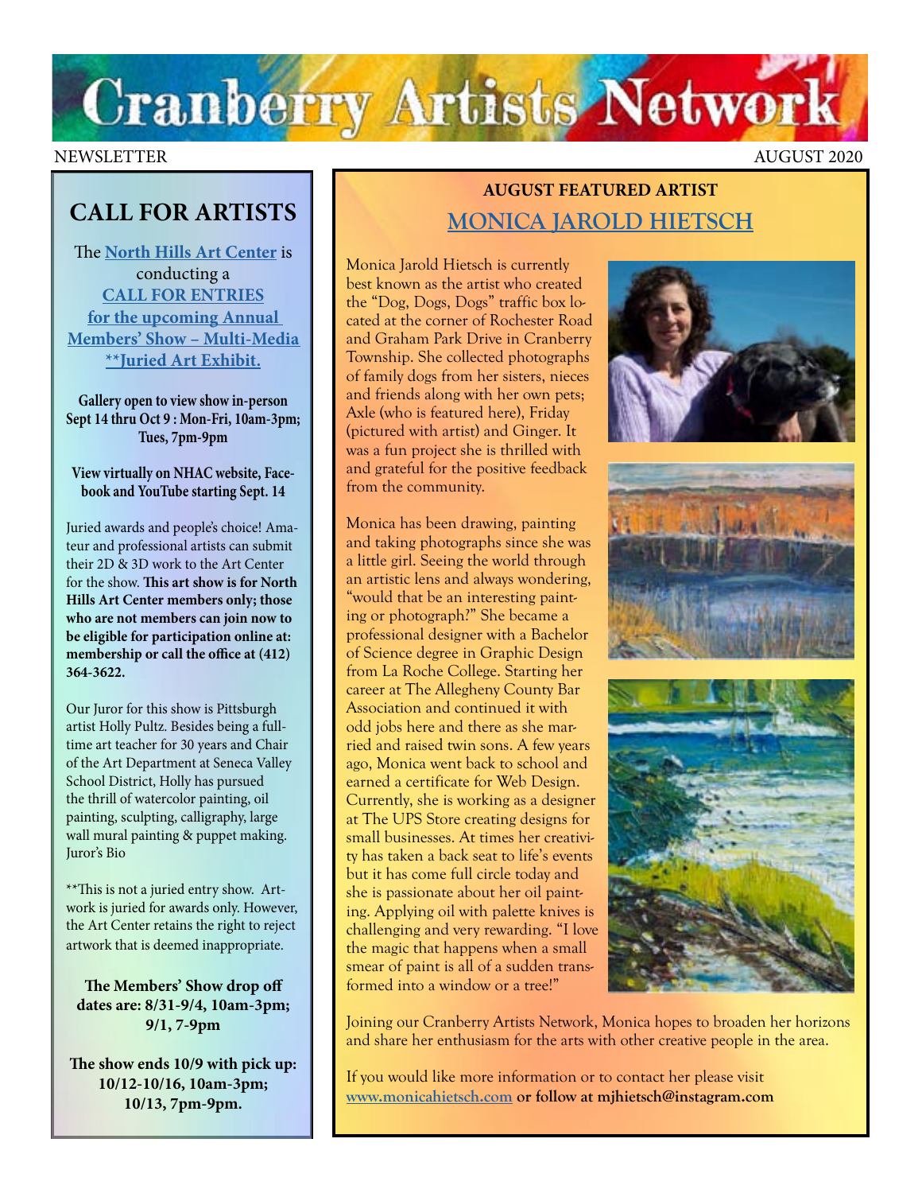# Cranberry Artists Network

NEWSLETTER AUGUST 2020

## CALL FOR ARTISTS

The **North Hills Art Center** is conducting a **CALL FOR ENTRIES for the upcoming Annual Members' Show – Multi-Media **Juried Art Exhibit.**

**Gallery open to view show in-person Sept 14 thru Oct 9 : Mon-Fri, 10am-3pm; Tues, 7pm-9pm**

**View virtually on NHAC website, Facebook and YouTube starting Sept. 14**

Juried awards and people's choice! Amateur and professional artists can submit their 2D & 3D work to the Art Center for the show. **This art show is for North Hills Art Center members only; those who are not members can join now to be eligible for participation online at: membership or call the office at (412) 364-3622.**

Our Juror for this show is Pittsburgh artist Holly Pultz. Besides being a full-time art teacher for 30 years and Chair of the Art Department at Seneca Valley School District, Holly has pursued the thrill of watercolor painting, oil painting, sculpting, calligraphy, large wall mural painting & puppet making. Juror's Bio

**This is not a juried entry show. Artwork is juried for awards only. However, the Art Center retains the right to reject artwork that is deemed inappropriate.

**The Members' Show drop off dates are: 8/31-9/4, 10am-3pm; 9/1, 7-9pm**

**The show ends 10/9 with pick up: 10/12-10/16, 10am-3pm; 10/13, 7pm-9pm.**

## AUGUST FEATURED ARTIST

## MONICA JAROLD HIETSCH

Monica Jarold Hietsch is currently best known as the artist who created the "Dog, Dogs, Dogs" traffic box located at the corner of Rochester Road and Graham Park Drive in Cranberry Township. She collected photographs of family dogs from her sisters, nieces and friends along with her own pets; Axle (who is featured here), Friday (pictured with artist) and Ginger. It was a fun project she is thrilled with and grateful for the positive feedback from the community.

Monica has been drawing, painting and taking photographs since she was a little girl. Seeing the world through an artistic lens and always wondering, "would that be an interesting painting or photograph?" She became a professional designer with a Bachelor of Science degree in Graphic Design from La Roche College. Starting her career at The Allegheny County Bar Association and continued it with odd jobs here and there as she married and raised twin sons. A few years ago, Monica went back to school and earned a certificate for Web Design. Currently, she is working as a designer at The UPS Store creating designs for small businesses. At times her creativity has taken a back seat to life's events but it has come full circle today and she is passionate about her oil painting. Applying oil with palette knives is challenging and very rewarding. "I love the magic that happens when a small smear of paint is all of a sudden transformed into a window or a tree!"

Joining our Cranberry Artists Network, Monica hopes to broaden her horizons and share her enthusiasm for the arts with other creative people in the area.

If you would like more information or to contact her please visit www.monicahietsch.com **or follow at mjhietsch@instagram.com**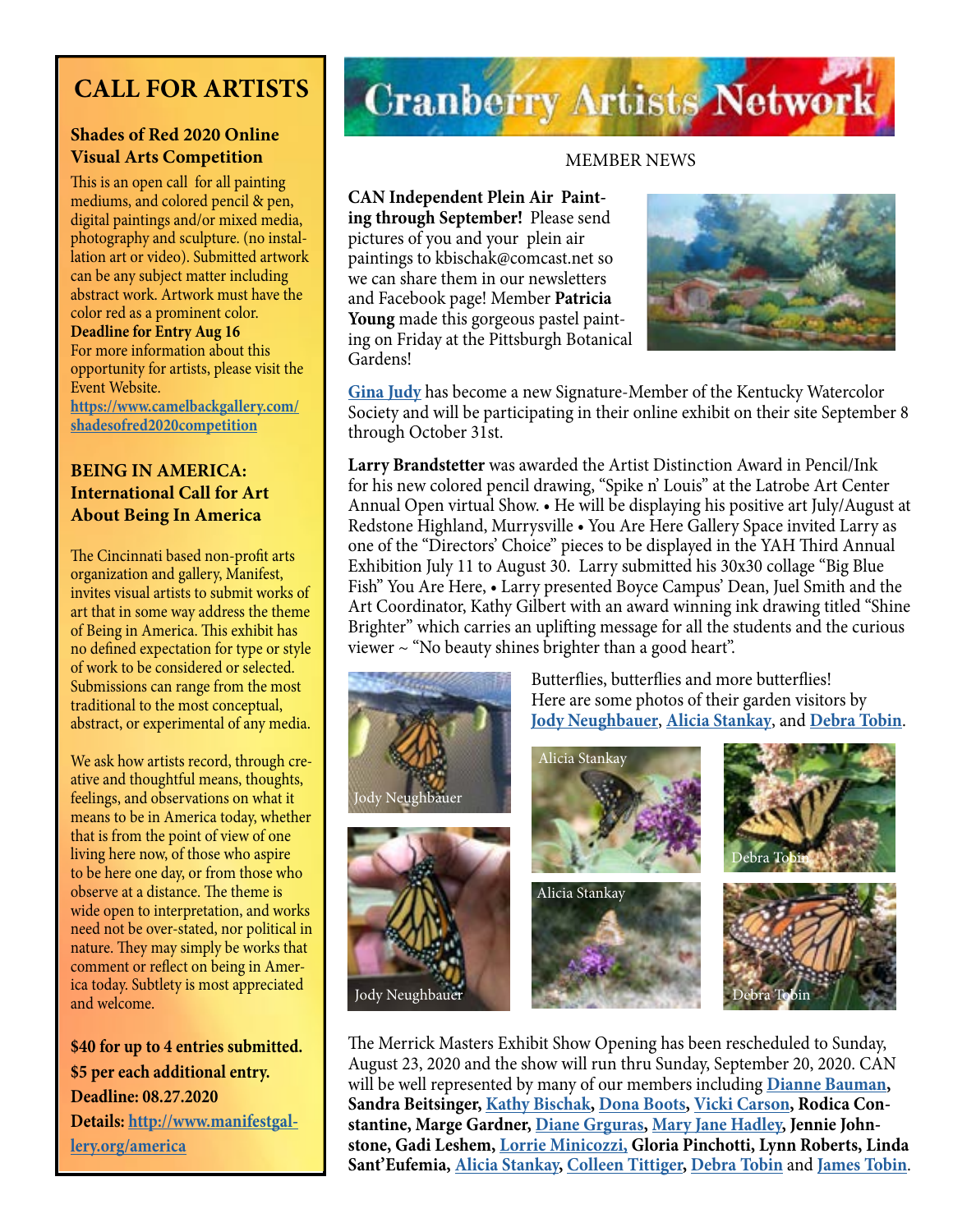# CALL FOR ARTISTS

### Shades of Red 2020 Online Visual Arts Competition

This is an open call for all painting mediums, and colored pencil & pen, digital paintings and/or mixed media, photography and sculpture. (no installation art or video). Submitted artwork can be any subject matter including abstract work. Artwork must have the color red as a prominent color.

**Deadline for Entry Aug 16**

For more information about this opportunity for artists, please visit the Event Website.

https://www.camelbackgallery.com/shadesofred2020competition

### BEING IN AMERICA: International Call for Art About Being In America

The Cincinnati based non-profit arts organization and gallery, Manifest, invites visual artists to submit works of art that in some way address the theme of Being in America. This exhibit has no defined expectation for type or style of work to be considered or selected. Submissions can range from the most traditional to the most conceptual, abstract, or experimental of any media.

We ask how artists record, through creative and thoughtful means, thoughts, feelings, and observations on what it means to be in America today, whether that is from the point of view of one living here now, of those who aspire to be here one day, or from those who observe at a distance. The theme is wide open to interpretation, and works need not be over-stated, nor political in nature. They may simply be works that comment or reflect on being in America today. Subtlety is most appreciated and welcome.

**$40 for up to 4 entries submitted.**

**$5 per each additional entry.**

**Deadline: 08.27.2020**

**Details: http://www.manifestgallery.org/america**

# Cranberry Artists Network

MEMBER NEWS

**CAN Independent Plein Air Painting through September!** Please send pictures of you and your plein air paintings to kbischak@comcast.net so we can share them in our newsletters and Facebook page! Member **Patricia Young** made this gorgeous pastel painting on Friday at the Pittsburgh Botanical Gardens!

**Gina Judy** has become a new Signature-Member of the Kentucky Watercolor Society and will be participating in their online exhibit on their site September 8 through October 31st.

**Larry Brandstetter** was awarded the Artist Distinction Award in Pencil/Ink for his new colored pencil drawing, "Spike n' Louis" at the Latrobe Art Center Annual Open virtual Show. • He will be displaying his positive art July/August at Redstone Highland, Murrysville • You Are Here Gallery Space invited Larry as one of the "Directors' Choice" pieces to be displayed in the YAH Third Annual Exhibition July 11 to August 30. Larry submitted his 30x30 collage "Big Blue Fish" You Are Here, • Larry presented Boyce Campus' Dean, Juel Smith and the Art Coordinator, Kathy Gilbert with an award winning ink drawing titled "Shine Brighter" which carries an uplifting message for all the students and the curious viewer ~ "No beauty shines brighter than a good heart".

Butterflies, butterflies and more butterflies! Here are some photos of their garden visitors by **Jody Neughbauer**, **Alicia Stankay**, and **Debra Tobin**.

Jody Neughbauer

Alicia Stankay

Debra Tobin

Jody Neughbauer

Alicia Stankay

Debra Tobin

The Merrick Masters Exhibit Show Opening has been rescheduled to Sunday, August 23, 2020 and the show will run thru Sunday, September 20, 2020. CAN will be well represented by many of our members including **Dianne Bauman, Sandra Beitsinger, Kathy Bischak, Dona Boots, Vicki Carson, Rodica Constantine, Marge Gardner, Diane Grguras, Mary Jane Hadley, Jennie Johnstone, Gadi Leshem, Lorrie Minicozzi, Gloria Pinchotti, Lynn Roberts, Linda Sant'Eufemia, Alicia Stankay, Colleen Tittiger, Debra Tobin** and **James Tobin**.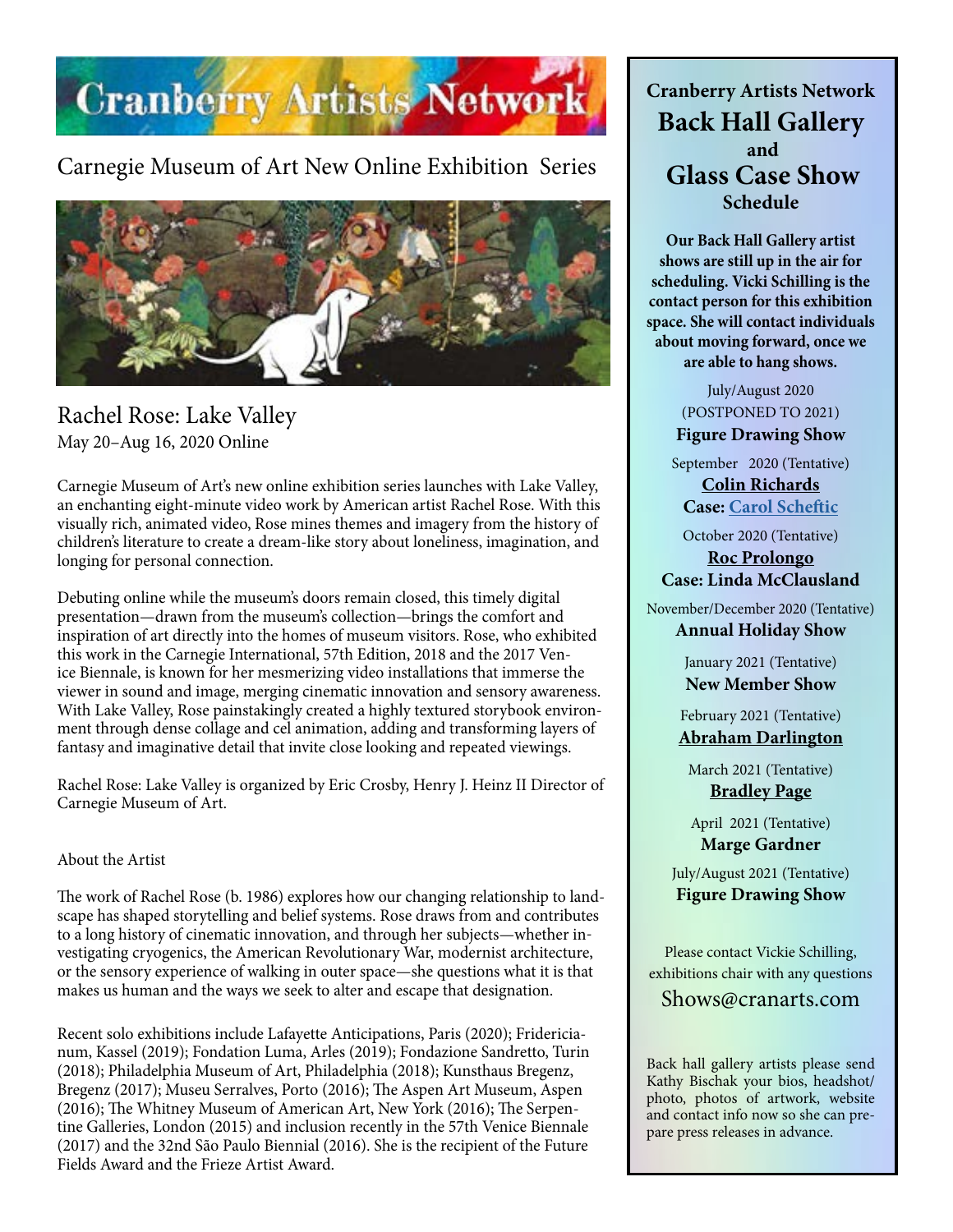# Cranberry Artists Network

## Carnegie Museum of Art New Online Exhibition Series

## Rachel Rose: Lake Valley

May 20–Aug 16, 2020 Online

Carnegie Museum of Art's new online exhibition series launches with Lake Valley, an enchanting eight-minute video work by American artist Rachel Rose. With this visually rich, animated video, Rose mines themes and imagery from the history of children's literature to create a dream-like story about loneliness, imagination, and longing for personal connection.

Debuting online while the museum's doors remain closed, this timely digital presentation—drawn from the museum's collection—brings the comfort and inspiration of art directly into the homes of museum visitors. Rose, who exhibited this work in the Carnegie International, 57th Edition, 2018 and the 2017 Venice Biennale, is known for her mesmerizing video installations that immerse the viewer in sound and image, merging cinematic innovation and sensory awareness. With Lake Valley, Rose painstakingly created a highly textured storybook environment through dense collage and cel animation, adding and transforming layers of fantasy and imaginative detail that invite close looking and repeated viewings.

Rachel Rose: Lake Valley is organized by Eric Crosby, Henry J. Heinz II Director of Carnegie Museum of Art.

About the Artist

The work of Rachel Rose (b. 1986) explores how our changing relationship to landscape has shaped storytelling and belief systems. Rose draws from and contributes to a long history of cinematic innovation, and through her subjects—whether investigating cryogenics, the American Revolutionary War, modernist architecture, or the sensory experience of walking in outer space—she questions what it is that makes us human and the ways we seek to alter and escape that designation.

Recent solo exhibitions include Lafayette Anticipations, Paris (2020); Fridericianum, Kassel (2019); Fondation Luma, Arles (2019); Fondazione Sandretto, Turin (2018); Philadelphia Museum of Art, Philadelphia (2018); Kunsthaus Bregenz, Bregenz (2017); Museu Serralves, Porto (2016); The Aspen Art Museum, Aspen (2016); The Whitney Museum of American Art, New York (2016); The Serpentine Galleries, London (2015) and inclusion recently in the 57th Venice Biennale (2017) and the 32nd São Paulo Biennial (2016). She is the recipient of the Future Fields Award and the Frieze Artist Award.

---

**Cranberry Artists Network**

## Back Hall Gallery and Glass Case Show Schedule

**Our Back Hall Gallery artist shows are still up in the air for scheduling. Vicki Schilling is the contact person for this exhibition space. She will contact individuals about moving forward, once we are able to hang shows.**

July/August 2020
(POSTPONED TO 2021)
**Figure Drawing Show**

September 2020 (Tentative)
**Colin Richards**
**Case: Carol Scheftic**

October 2020 (Tentative)
**Roc Prolongo**
**Case: Linda McClausland**

November/December 2020 (Tentative)
**Annual Holiday Show**

January 2021 (Tentative)
**New Member Show**

February 2021 (Tentative)
**Abraham Darlington**

March 2021 (Tentative)
**Bradley Page**

April 2021 (Tentative)
**Marge Gardner**

July/August 2021 (Tentative)
**Figure Drawing Show**

Please contact Vickie Schilling, exhibitions chair with any questions
Shows@cranarts.com

Back hall gallery artists please send Kathy Bischak your bios, headshot/photo, photos of artwork, website and contact info now so she can prepare press releases in advance.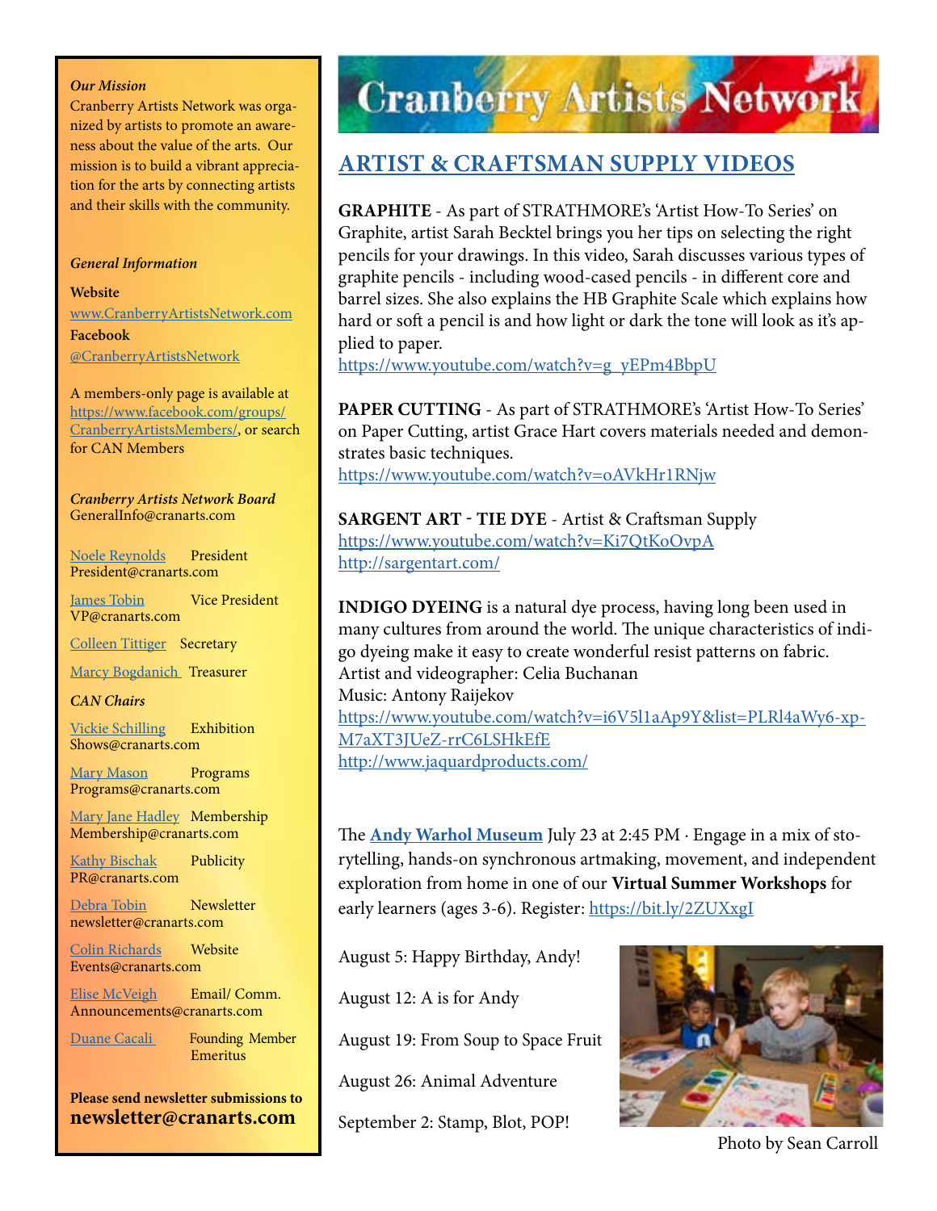*Our Mission*

Cranberry Artists Network was organized by artists to promote an awareness about the value of the arts. Our mission is to build a vibrant appreciation for the arts by connecting artists and their skills with the community.

*General Information*

**Website**
www.CranberryArtistsNetwork.com
**Facebook**
@CranberryArtistsNetwork

A members-only page is available at https://www.facebook.com/groups/CranberryArtistsMembers/, or search for CAN Members

*Cranberry Artists Network Board*
GeneralInfo@cranarts.com

Noele Reynolds President
President@cranarts.com

James Tobin Vice President
VP@cranarts.com

Colleen Tittiger Secretary

Marcy Bogdanich Treasurer

*CAN Chairs*

Vickie Schilling Exhibition
Shows@cranarts.com

Mary Mason Programs
Programs@cranarts.com

Mary Jane Hadley Membership
Membership@cranarts.com

Kathy Bischak Publicity
PR@cranarts.com

Debra Tobin Newsletter
newsletter@cranarts.com

Colin Richards Website
Events@cranarts.com

Elise McVeigh Email/ Comm.
Announcements@cranarts.com

Duane Cacali Founding Member Emeritus

**Please send newsletter submissions to**
**newsletter@cranarts.com**

# Cranberry Artists Network

## ARTIST & CRAFTSMAN SUPPLY VIDEOS

**GRAPHITE** - As part of STRATHMORE's 'Artist How-To Series' on Graphite, artist Sarah Becktel brings you her tips on selecting the right pencils for your drawings. In this video, Sarah discusses various types of graphite pencils - including wood-cased pencils - in different core and barrel sizes. She also explains the HB Graphite Scale which explains how hard or soft a pencil is and how light or dark the tone will look as it's applied to paper.
https://www.youtube.com/watch?v=g_yEPm4BbpU

**PAPER CUTTING** - As part of STRATHMORE's 'Artist How-To Series' on Paper Cutting, artist Grace Hart covers materials needed and demonstrates basic techniques.
https://www.youtube.com/watch?v=oAVkHr1RNjw

**SARGENT ART - TIE DYE** - Artist & Craftsman Supply
https://www.youtube.com/watch?v=Ki7QtKoOvpA
http://sargentart.com/

**INDIGO DYEING** is a natural dye process, having long been used in many cultures from around the world. The unique characteristics of indigo dyeing make it easy to create wonderful resist patterns on fabric.
Artist and videographer: Celia Buchanan
Music: Antony Raijekov
https://www.youtube.com/watch?v=i6V5l1aAp9Y&list=PLRl4aWy6-xp-M7aXT3JUeZ-rrC6LSHkEfE
http://www.jaquardproducts.com/

The **Andy Warhol Museum** July 23 at 2:45 PM · Engage in a mix of storytelling, hands-on synchronous artmaking, movement, and independent exploration from home in one of our **Virtual Summer Workshops** for early learners (ages 3-6). Register: https://bit.ly/2ZUXxgI

August 5: Happy Birthday, Andy!

August 12: A is for Andy

August 19: From Soup to Space Fruit

August 26: Animal Adventure

September 2: Stamp, Blot, POP!

Photo by Sean Carroll